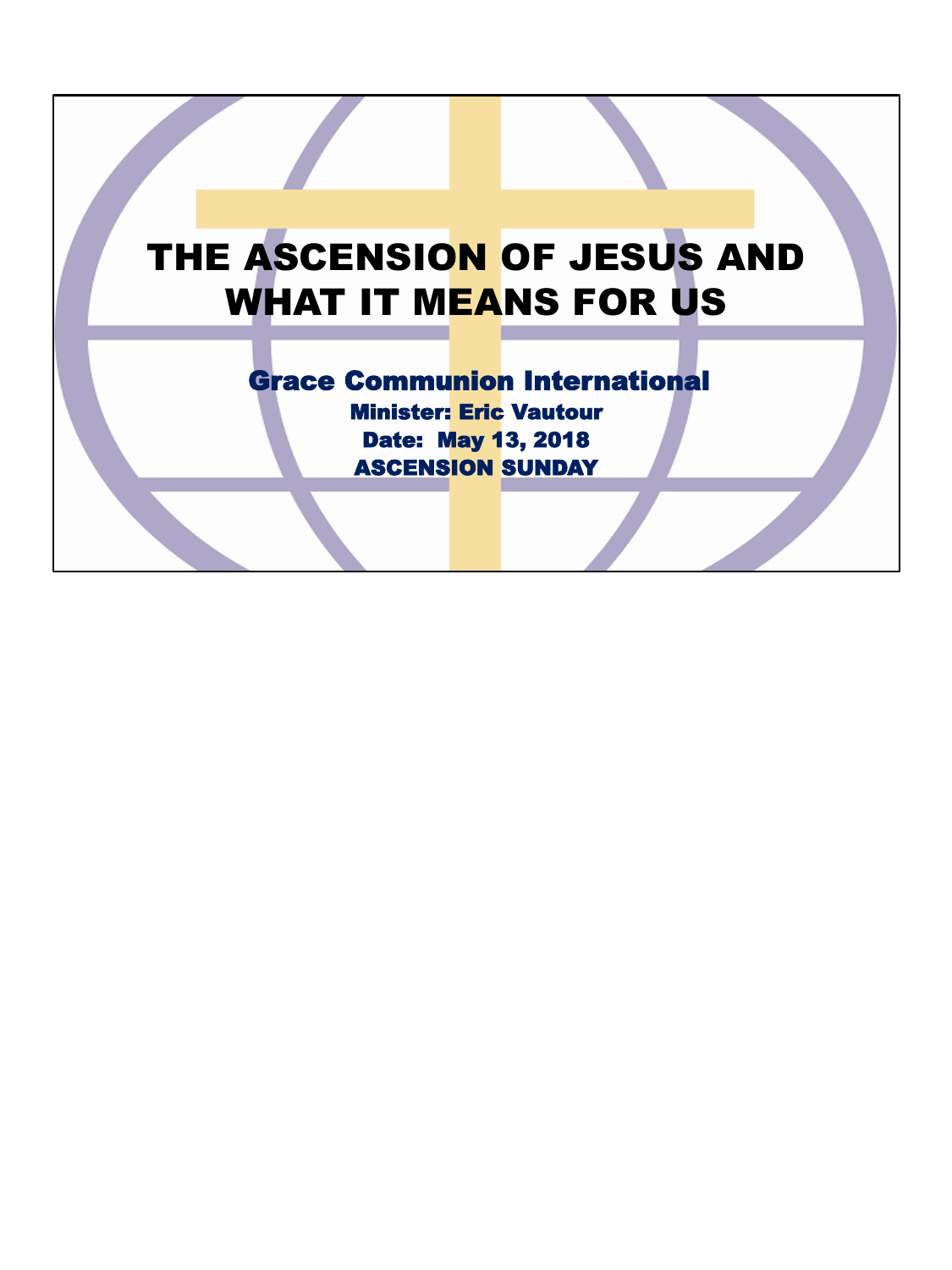# THE ASCENSION OF JESUS AND WHAT IT MEANS FOR US

**Grace Communion International**

**Minister: Eric Vautour**

**Date: May 13, 2018**

**ASCENSION SUNDAY**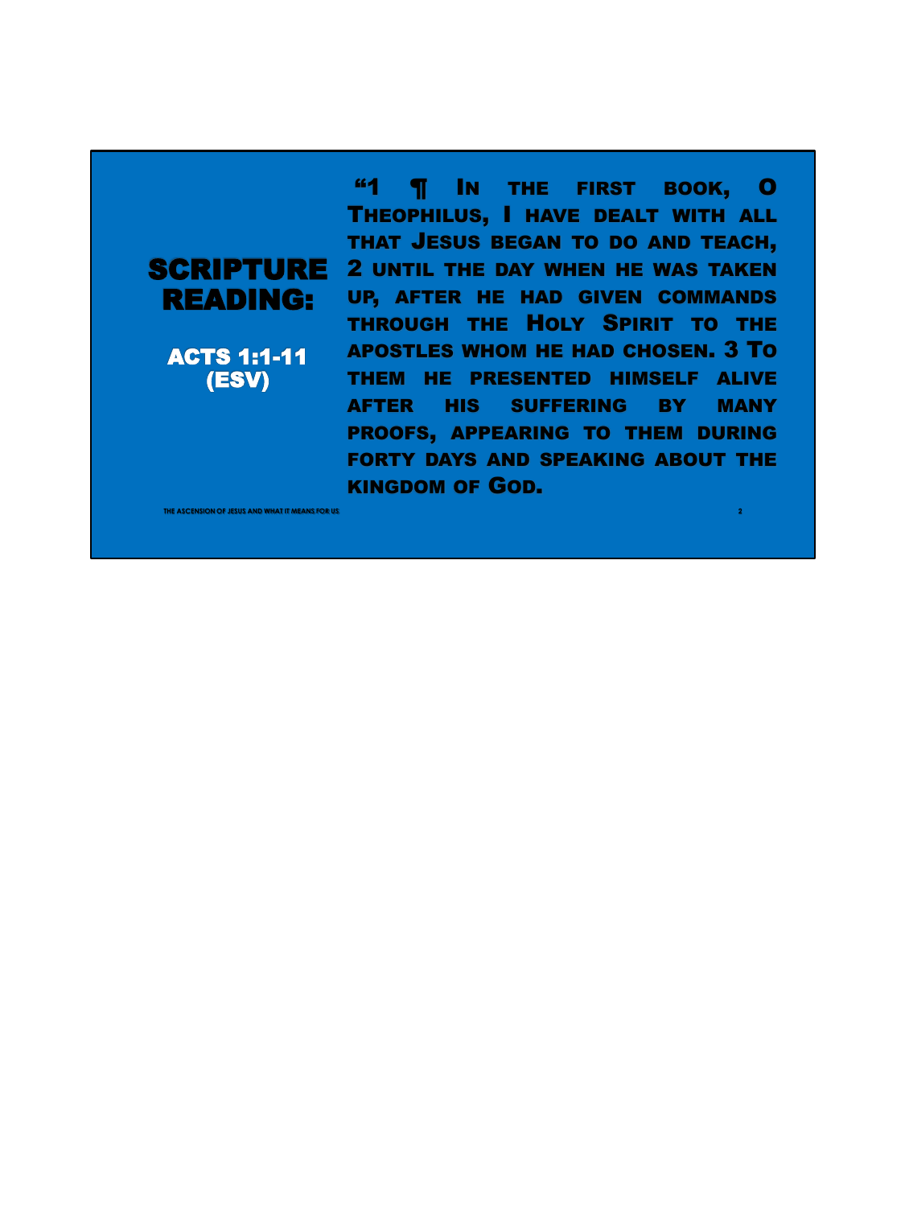# SCRIPTURE READING:

## ACTS 1:1-11 (ESV)

"1 ¶ In the first book, O Theophilus, I have dealt with all that Jesus began to do and teach, 2 until the day when he was taken up, after he had given commands through the Holy Spirit to the apostles whom he had chosen. 3 To them he presented himself alive after his suffering by many proofs, appearing to them during forty days and speaking about the kingdom of God.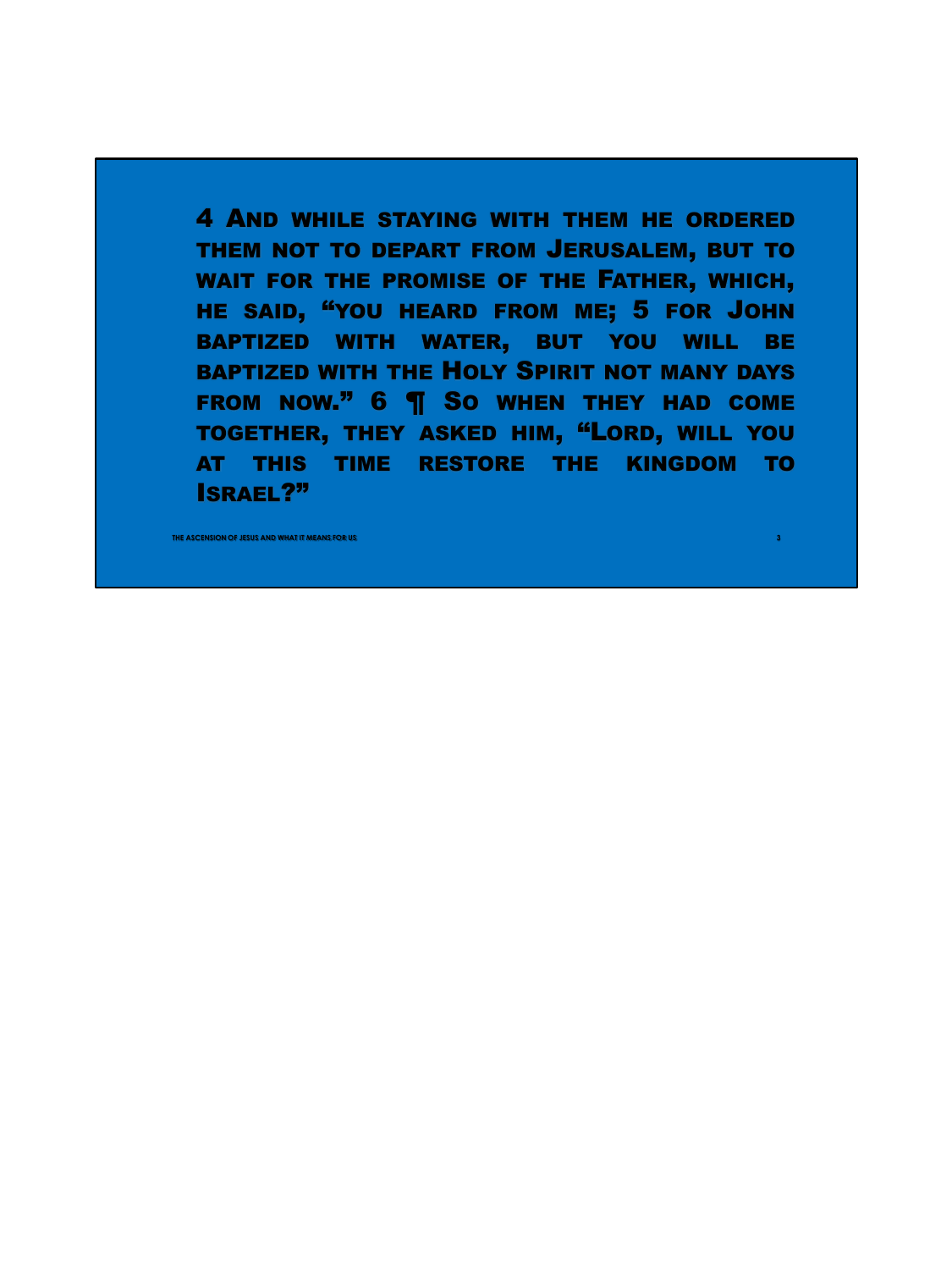4 And while staying with them he ordered them not to depart from Jerusalem, but to wait for the promise of the Father, which, he said, "you heard from me; 5 for John baptized with water, but you will be baptized with the Holy Spirit not many days from now." 6 ¶ So when they had come together, they asked him, "Lord, will you at this time restore the kingdom to Israel?"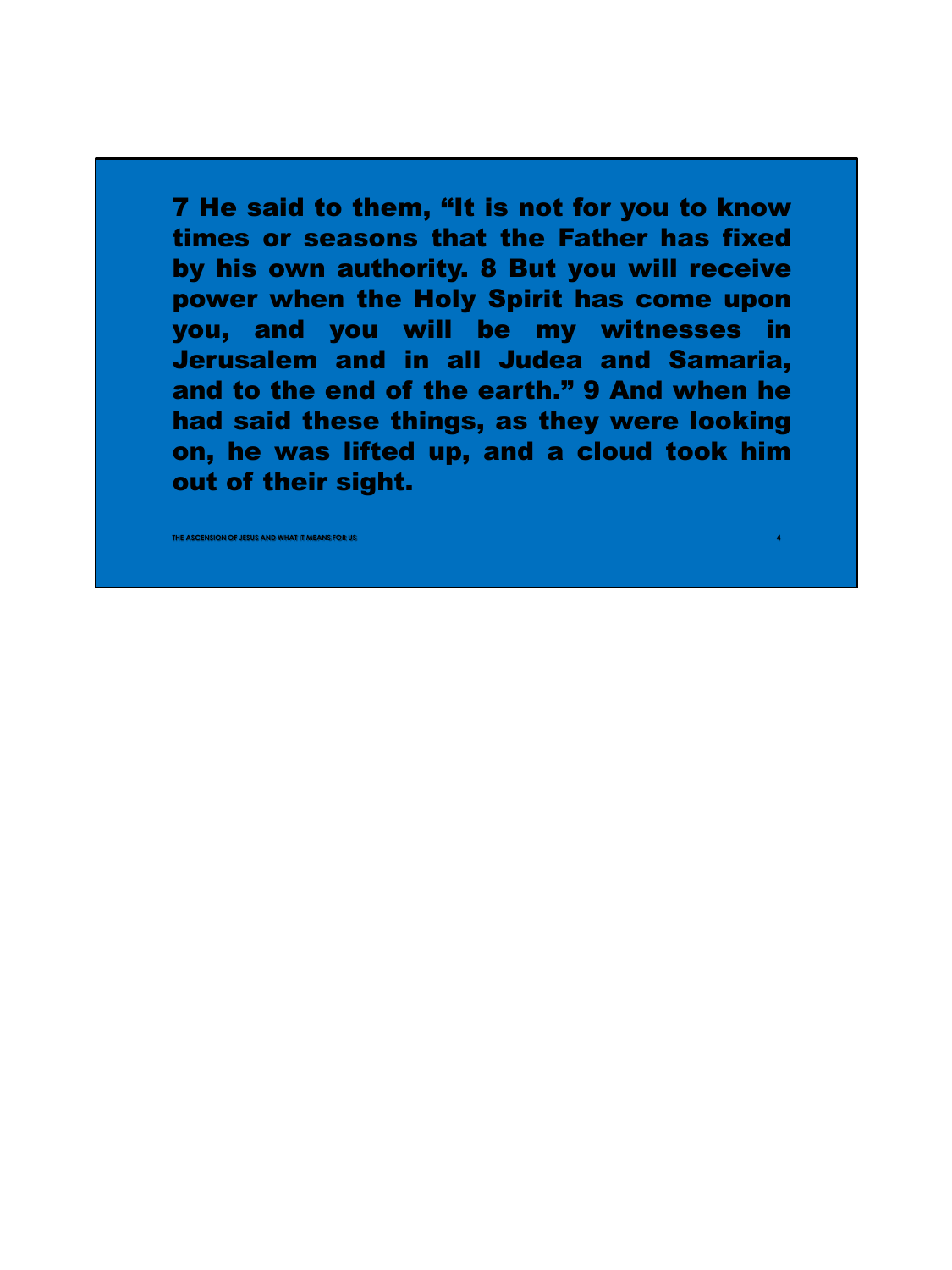7 He said to them, “It is not for you to know times or seasons that the Father has fixed by his own authority. 8 But you will receive power when the Holy Spirit has come upon you, and you will be my witnesses in Jerusalem and in all Judea and Samaria, and to the end of the earth.” 9 And when he had said these things, as they were looking on, he was lifted up, and a cloud took him out of their sight.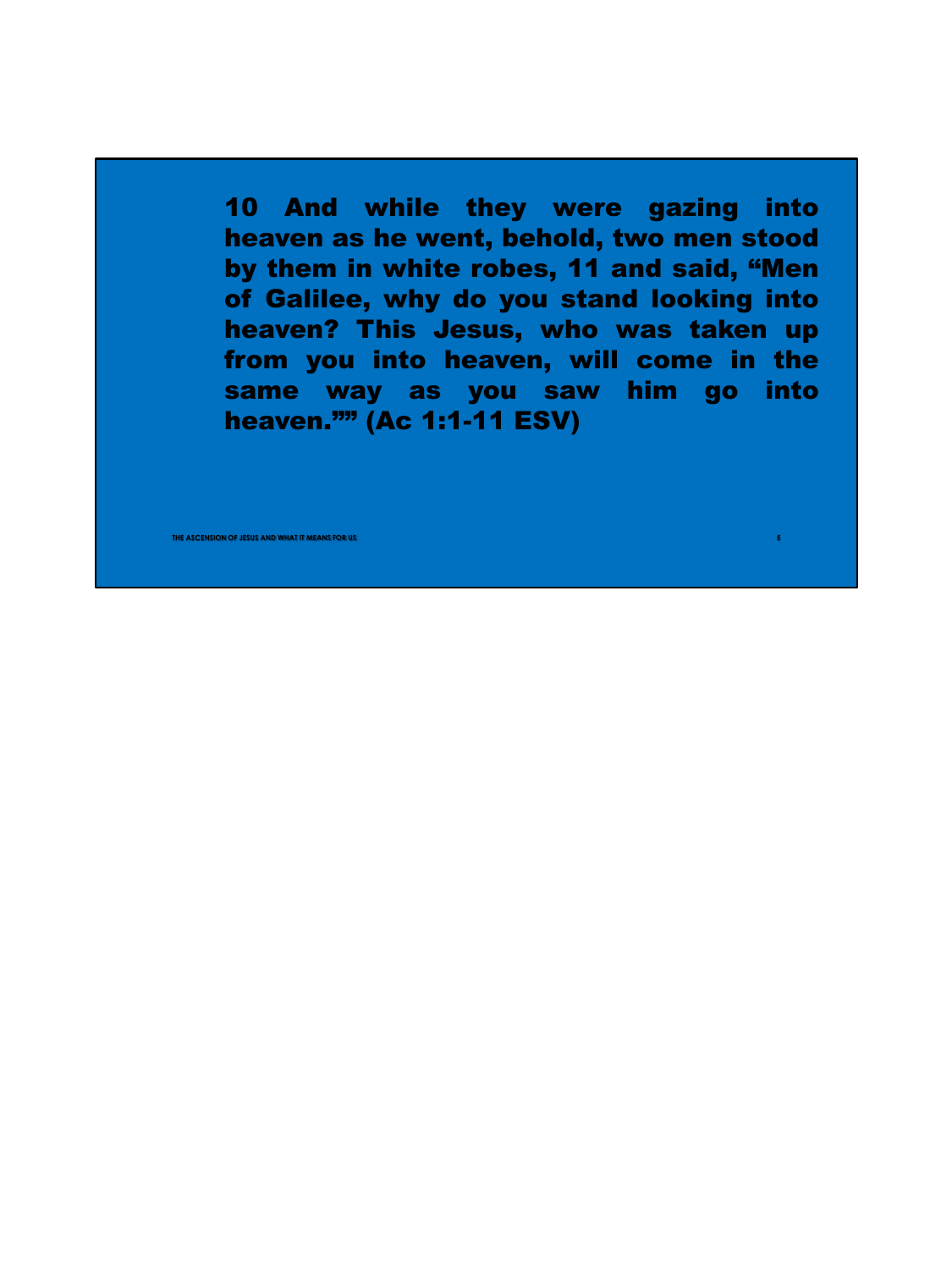**10 And while they were gazing into heaven as he went, behold, two men stood by them in white robes, 11 and said, "Men of Galilee, why do you stand looking into heaven? This Jesus, who was taken up from you into heaven, will come in the same way as you saw him go into heaven."" (Ac 1:1-11 ESV)**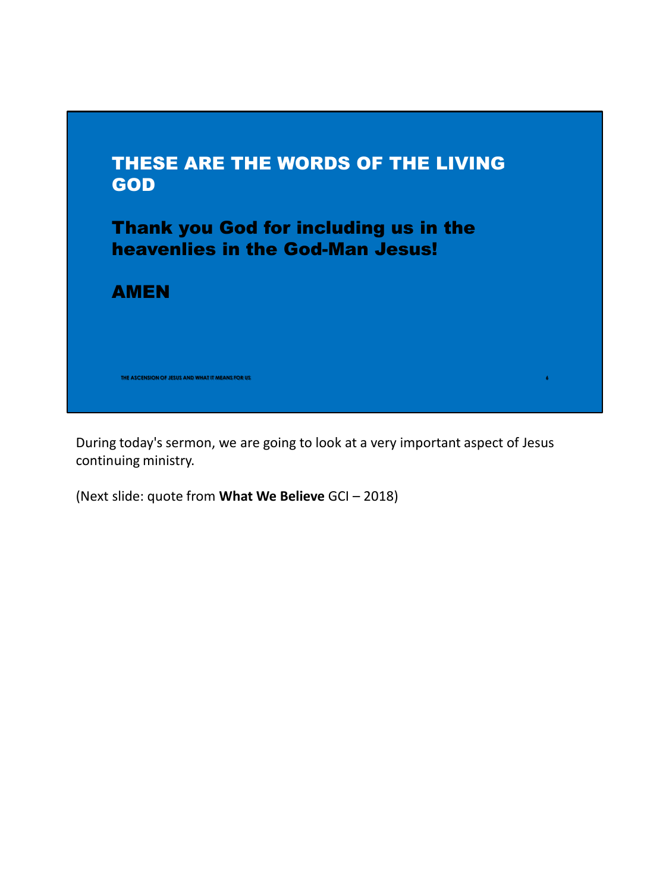# THESE ARE THE WORDS OF THE LIVING GOD

## Thank you God for including us in the heavenlies in the God-Man Jesus!

## AMEN

During today's sermon, we are going to look at a very important aspect of Jesus continuing ministry.

(Next slide: quote from **What We Believe** GCI – 2018)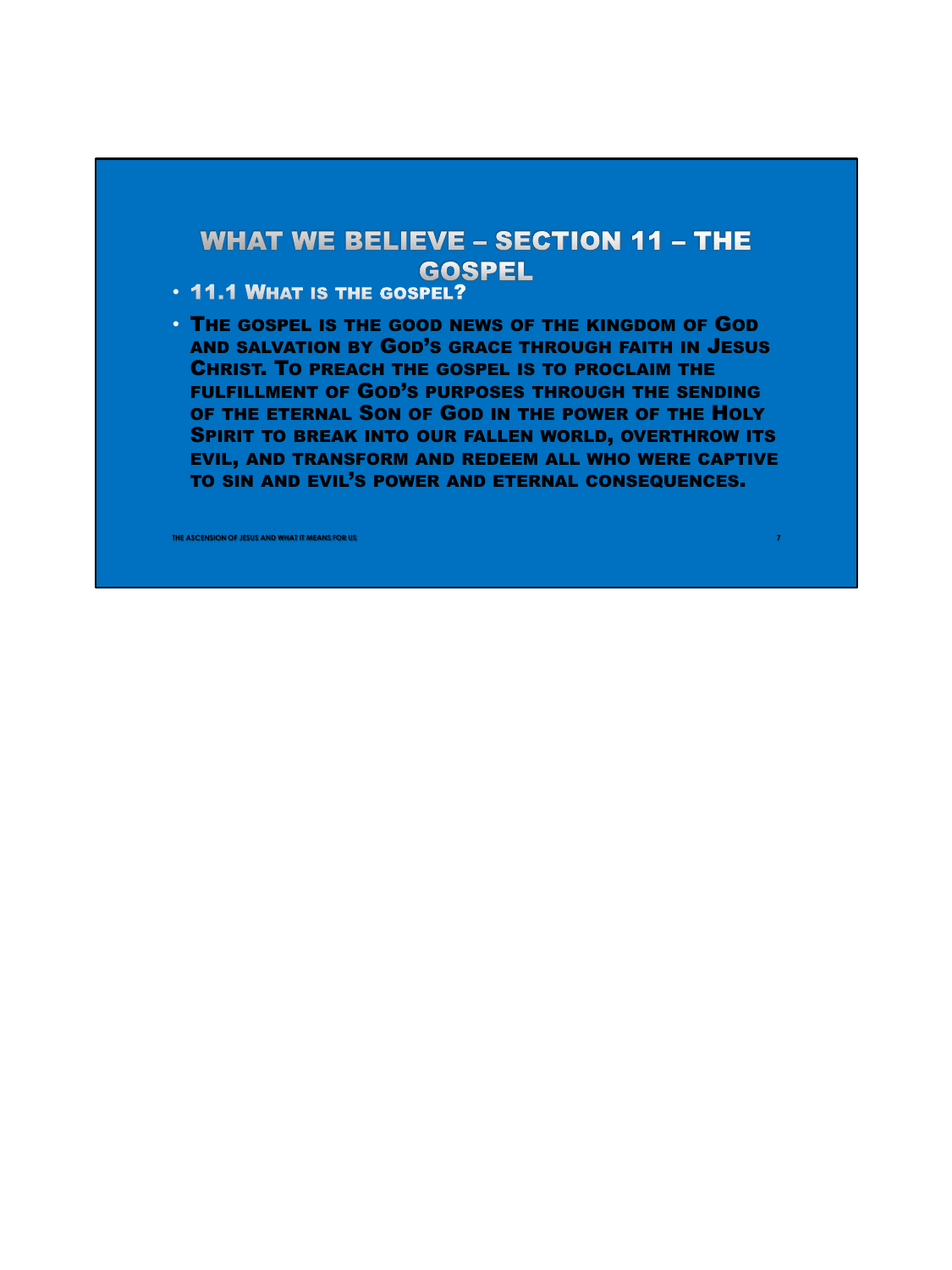# WHAT WE BELIEVE – SECTION 11 – THE GOSPEL

- **11.1 What is the gospel?**
- **The gospel is the good news of the kingdom of God and salvation by God's grace through faith in Jesus Christ. To preach the gospel is to proclaim the fulfillment of God's purposes through the sending of the eternal Son of God in the power of the Holy Spirit to break into our fallen world, overthrow its evil, and transform and redeem all who were captive to sin and evil's power and eternal consequences.**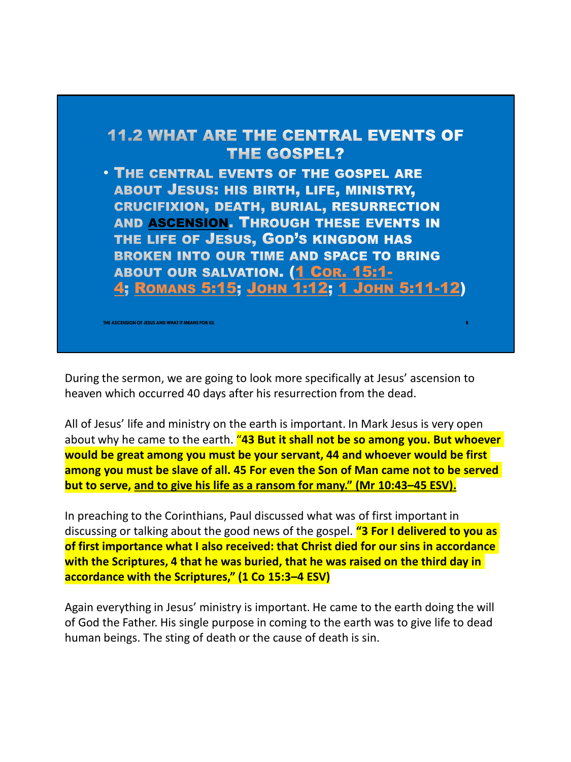## 11.2 WHAT ARE THE CENTRAL EVENTS OF THE GOSPEL?

- THE CENTRAL EVENTS OF THE GOSPEL ARE ABOUT JESUS: HIS BIRTH, LIFE, MINISTRY, CRUCIFIXION, DEATH, BURIAL, RESURRECTION AND ASCENSION. THROUGH THESE EVENTS IN THE LIFE OF JESUS, GOD'S KINGDOM HAS BROKEN INTO OUR TIME AND SPACE TO BRING ABOUT OUR SALVATION. (1 COR. 15:1-4; ROMANS 5:15; JOHN 1:12; 1 JOHN 5:11-12)

During the sermon, we are going to look more specifically at Jesus' ascension to heaven which occurred 40 days after his resurrection from the dead.

All of Jesus' life and ministry on the earth is important. In Mark Jesus is very open about why he came to the earth. **"43 But it shall not be so among you. But whoever would be great among you must be your servant, 44 and whoever would be first among you must be slave of all. 45 For even the Son of Man came not to be served but to serve, and to give his life as a ransom for many." (Mr 10:43–45 ESV).**

In preaching to the Corinthians, Paul discussed what was of first important in discussing or talking about the good news of the gospel. **"3 For I delivered to you as of first importance what I also received: that Christ died for our sins in accordance with the Scriptures, 4 that he was buried, that he was raised on the third day in accordance with the Scriptures," (1 Co 15:3–4 ESV)**

Again everything in Jesus' ministry is important. He came to the earth doing the will of God the Father. His single purpose in coming to the earth was to give life to dead human beings. The sting of death or the cause of death is sin.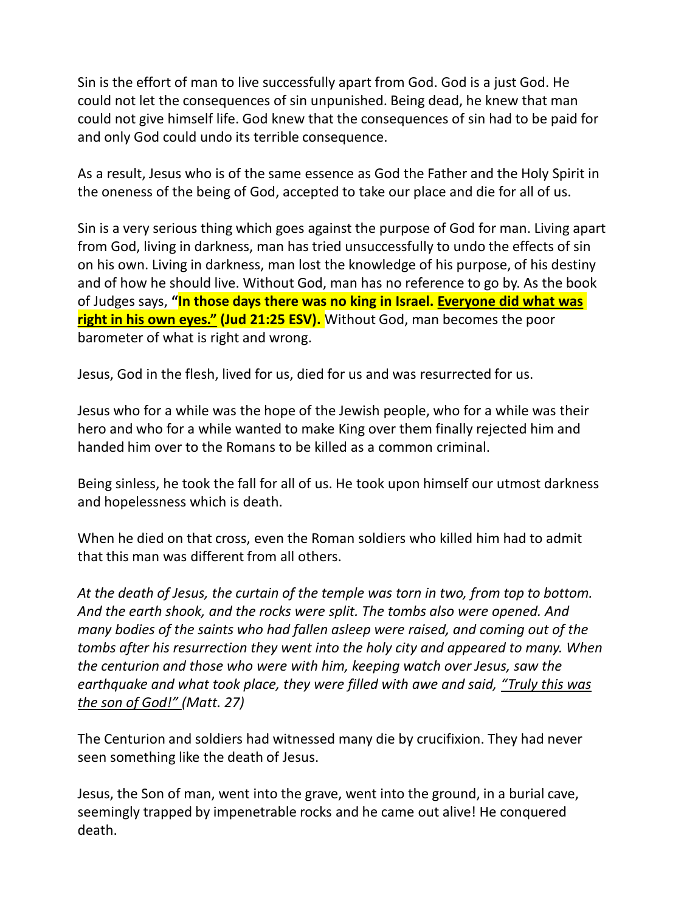Sin is the effort of man to live successfully apart from God. God is a just God. He could not let the consequences of sin unpunished. Being dead, he knew that man could not give himself life. God knew that the consequences of sin had to be paid for and only God could undo its terrible consequence.

As a result, Jesus who is of the same essence as God the Father and the Holy Spirit in the oneness of the being of God, accepted to take our place and die for all of us.

Sin is a very serious thing which goes against the purpose of God for man. Living apart from God, living in darkness, man has tried unsuccessfully to undo the effects of sin on his own. Living in darkness, man lost the knowledge of his purpose, of his destiny and of how he should live. Without God, man has no reference to go by. As the book of Judges says, **"In those days there was no king in Israel. <u>Everyone did what was right in his own eyes."</u> (Jud 21:25 ESV).** Without God, man becomes the poor barometer of what is right and wrong.

Jesus, God in the flesh, lived for us, died for us and was resurrected for us.

Jesus who for a while was the hope of the Jewish people, who for a while was their hero and who for a while wanted to make King over them finally rejected him and handed him over to the Romans to be killed as a common criminal.

Being sinless, he took the fall for all of us. He took upon himself our utmost darkness and hopelessness which is death.

When he died on that cross, even the Roman soldiers who killed him had to admit that this man was different from all others.

*At the death of Jesus, the curtain of the temple was torn in two, from top to bottom. And the earth shook, and the rocks were split. The tombs also were opened. And many bodies of the saints who had fallen asleep were raised, and coming out of the tombs after his resurrection they went into the holy city and appeared to many. When the centurion and those who were with him, keeping watch over Jesus, saw the earthquake and what took place, they were filled with awe and said, <u>"Truly this was the son of God!"</u> (Matt. 27)*

The Centurion and soldiers had witnessed many die by crucifixion. They had never seen something like the death of Jesus.

Jesus, the Son of man, went into the grave, went into the ground, in a burial cave, seemingly trapped by impenetrable rocks and he came out alive! He conquered death.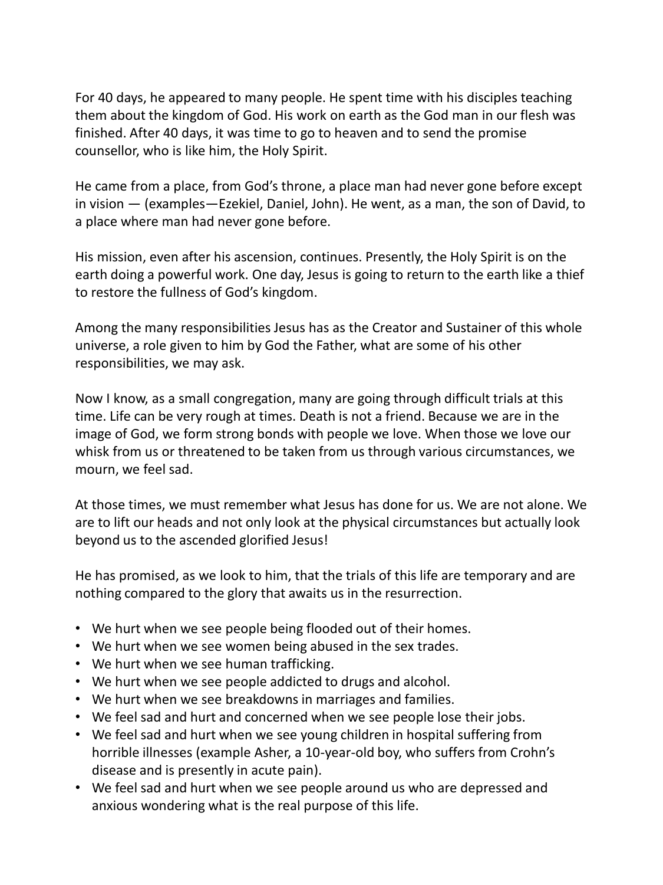For 40 days, he appeared to many people. He spent time with his disciples teaching them about the kingdom of God. His work on earth as the God man in our flesh was finished. After 40 days, it was time to go to heaven and to send the promise counsellor, who is like him, the Holy Spirit.

He came from a place, from God's throne, a place man had never gone before except in vision — (examples—Ezekiel, Daniel, John). He went, as a man, the son of David, to a place where man had never gone before.

His mission, even after his ascension, continues. Presently, the Holy Spirit is on the earth doing a powerful work. One day, Jesus is going to return to the earth like a thief to restore the fullness of God's kingdom.

Among the many responsibilities Jesus has as the Creator and Sustainer of this whole universe, a role given to him by God the Father, what are some of his other responsibilities, we may ask.

Now I know, as a small congregation, many are going through difficult trials at this time. Life can be very rough at times. Death is not a friend. Because we are in the image of God, we form strong bonds with people we love. When those we love our whisk from us or threatened to be taken from us through various circumstances, we mourn, we feel sad.

At those times, we must remember what Jesus has done for us. We are not alone. We are to lift our heads and not only look at the physical circumstances but actually look beyond us to the ascended glorified Jesus!

He has promised, as we look to him, that the trials of this life are temporary and are nothing compared to the glory that awaits us in the resurrection.

- We hurt when we see people being flooded out of their homes.
- We hurt when we see women being abused in the sex trades.
- We hurt when we see human trafficking.
- We hurt when we see people addicted to drugs and alcohol.
- We hurt when we see breakdowns in marriages and families.
- We feel sad and hurt and concerned when we see people lose their jobs.
- We feel sad and hurt when we see young children in hospital suffering from horrible illnesses (example Asher, a 10-year-old boy, who suffers from Crohn's disease and is presently in acute pain).
- We feel sad and hurt when we see people around us who are depressed and anxious wondering what is the real purpose of this life.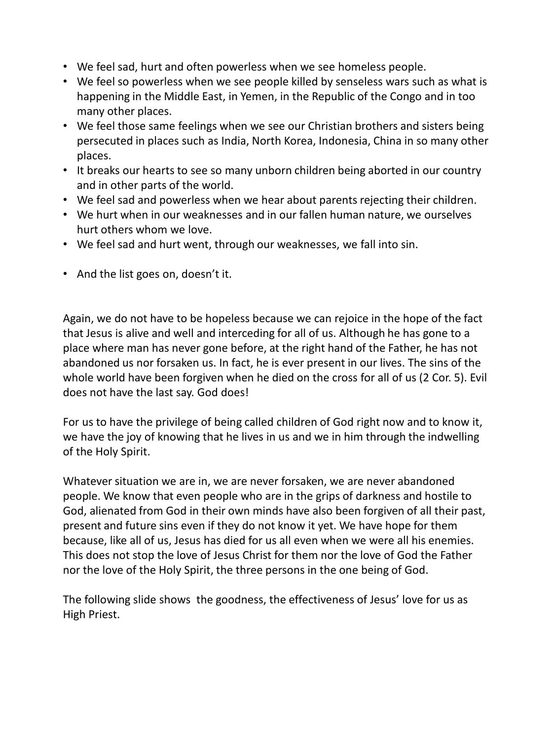- We feel sad, hurt and often powerless when we see homeless people.
- We feel so powerless when we see people killed by senseless wars such as what is happening in the Middle East, in Yemen, in the Republic of the Congo and in too many other places.
- We feel those same feelings when we see our Christian brothers and sisters being persecuted in places such as India, North Korea, Indonesia, China in so many other places.
- It breaks our hearts to see so many unborn children being aborted in our country and in other parts of the world.
- We feel sad and powerless when we hear about parents rejecting their children.
- We hurt when in our weaknesses and in our fallen human nature, we ourselves hurt others whom we love.
- We feel sad and hurt went, through our weaknesses, we fall into sin.

- And the list goes on, doesn't it.

Again, we do not have to be hopeless because we can rejoice in the hope of the fact that Jesus is alive and well and interceding for all of us. Although he has gone to a place where man has never gone before, at the right hand of the Father, he has not abandoned us nor forsaken us. In fact, he is ever present in our lives. The sins of the whole world have been forgiven when he died on the cross for all of us (2 Cor. 5). Evil does not have the last say. God does!

For us to have the privilege of being called children of God right now and to know it, we have the joy of knowing that he lives in us and we in him through the indwelling of the Holy Spirit.

Whatever situation we are in, we are never forsaken, we are never abandoned people. We know that even people who are in the grips of darkness and hostile to God, alienated from God in their own minds have also been forgiven of all their past, present and future sins even if they do not know it yet. We have hope for them because, like all of us, Jesus has died for us all even when we were all his enemies. This does not stop the love of Jesus Christ for them nor the love of God the Father nor the love of the Holy Spirit, the three persons in the one being of God.

The following slide shows the goodness, the effectiveness of Jesus' love for us as High Priest.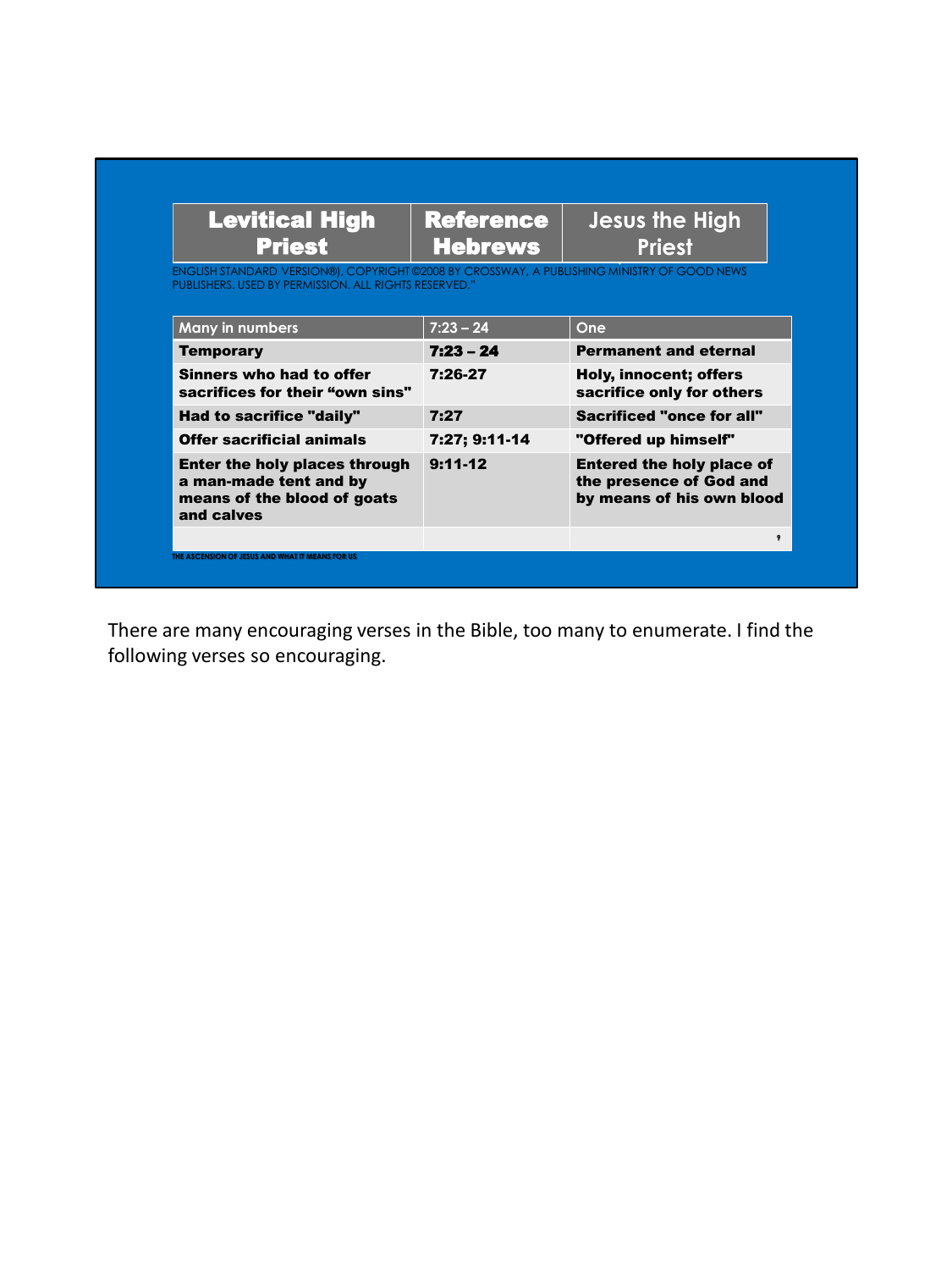| Levitical High Priest | Reference Hebrews | Jesus the High Priest |
|---|---|---|

ENGLISH STANDARD VERSION®), COPYRIGHT ©2008 BY CROSSWAY, A PUBLISHING MINISTRY OF GOOD NEWS PUBLISHERS. USED BY PERMISSION. ALL RIGHTS RESERVED."

| Many in numbers | 7:23 – 24 | One |
|---|---|---|
| **Temporary** | **7:23 – 24** | **Permanent and eternal** |
| **Sinners who had to offer sacrifices for their "own sins"** | **7:26-27** | **Holy, innocent; offers sacrifice only for others** |
| **Had to sacrifice "daily"** | **7:27** | **Sacrificed "once for all"** |
| **Offer sacrificial animals** | **7:27; 9:11-14** | **"Offered up himself"** |
| **Enter the holy places through a man-made tent and by means of the blood of goats and calves** | **9:11-12** | **Entered the holy place of the presence of God and by means of his own blood** |
| | | |

THE ASCENSION OF JESUS AND WHAT IT MEANS FOR US

There are many encouraging verses in the Bible, too many to enumerate. I find the following verses so encouraging.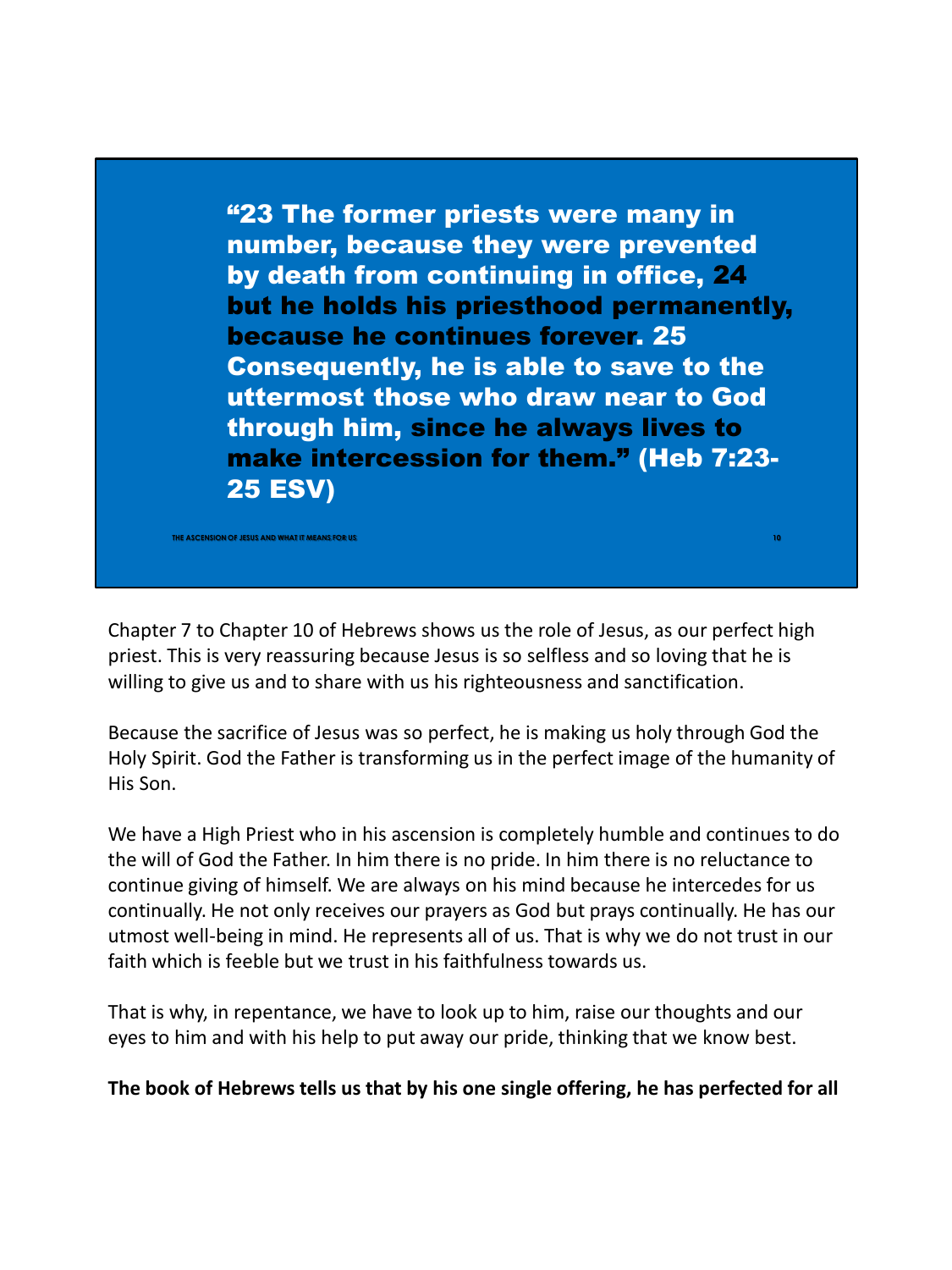**"23 The former priests were many in number, because they were prevented by death from continuing in office, 24 but he holds his priesthood permanently, because he continues forever. 25 Consequently, he is able to save to the uttermost those who draw near to God through him, since he always lives to make intercession for them." (Heb 7:23-25 ESV)**

Chapter 7 to Chapter 10 of Hebrews shows us the role of Jesus, as our perfect high priest. This is very reassuring because Jesus is so selfless and so loving that he is willing to give us and to share with us his righteousness and sanctification.

Because the sacrifice of Jesus was so perfect, he is making us holy through God the Holy Spirit. God the Father is transforming us in the perfect image of the humanity of His Son.

We have a High Priest who in his ascension is completely humble and continues to do the will of God the Father. In him there is no pride. In him there is no reluctance to continue giving of himself. We are always on his mind because he intercedes for us continually. He not only receives our prayers as God but prays continually. He has our utmost well-being in mind. He represents all of us. That is why we do not trust in our faith which is feeble but we trust in his faithfulness towards us.

That is why, in repentance, we have to look up to him, raise our thoughts and our eyes to him and with his help to put away our pride, thinking that we know best.

**The book of Hebrews tells us that by his one single offering, he has perfected for all**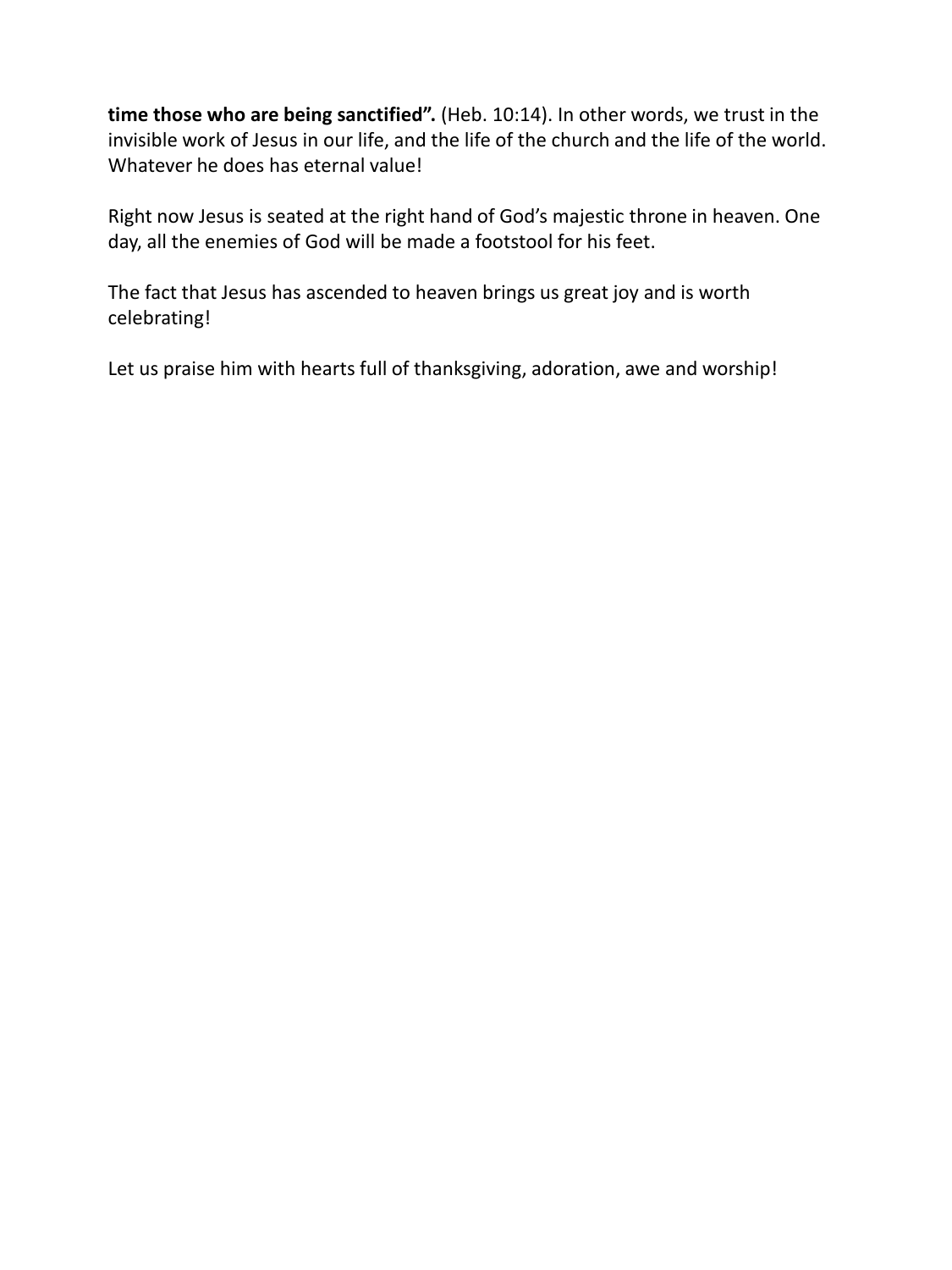**time those who are being sanctified".** (Heb. 10:14). In other words, we trust in the invisible work of Jesus in our life, and the life of the church and the life of the world. Whatever he does has eternal value!

Right now Jesus is seated at the right hand of God's majestic throne in heaven. One day, all the enemies of God will be made a footstool for his feet.

The fact that Jesus has ascended to heaven brings us great joy and is worth celebrating!

Let us praise him with hearts full of thanksgiving, adoration, awe and worship!